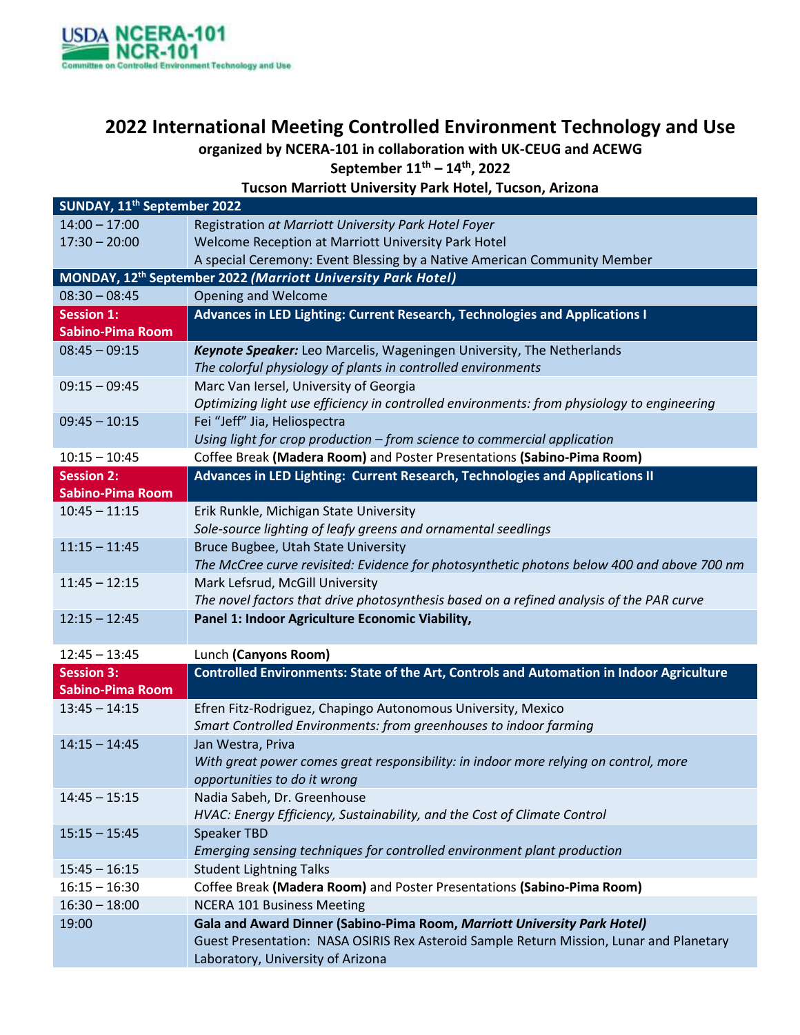USDA NCERA-101 NCR-101
Committee on Controlled Environment Technology and Use

# 2022 International Meeting Controlled Environment Technology and Use

**organized by NCERA-101 in collaboration with UK-CEUG and ACEWG**

**September 11th – 14th, 2022**

**Tucson Marriott University Park Hotel, Tucson, Arizona**

| **SUNDAY, 11th September 2022** | |
|---|---|
| 14:00 – 17:00 | Registration *at Marriott University Park Hotel Foyer* |
| 17:30 – 20:00 | Welcome Reception at Marriott University Park Hotel<br>A special Ceremony: Event Blessing by a Native American Community Member |
| **MONDAY, 12th September 2022 *(Marriott University Park Hotel)*** | |
| 08:30 – 08:45 | Opening and Welcome |
| **Session 1: Sabino-Pima Room** | **Advances in LED Lighting: Current Research, Technologies and Applications I** |
| 08:45 – 09:15 | ***Keynote Speaker:*** Leo Marcelis, Wageningen University, The Netherlands<br>*The colorful physiology of plants in controlled environments* |
| 09:15 – 09:45 | Marc Van Iersel, University of Georgia<br>*Optimizing light use efficiency in controlled environments: from physiology to engineering* |
| 09:45 – 10:15 | Fei "Jeff" Jia, Heliospectra<br>*Using light for crop production – from science to commercial application* |
| 10:15 – 10:45 | Coffee Break **(Madera Room)** and Poster Presentations **(Sabino-Pima Room)** |
| **Session 2: Sabino-Pima Room** | **Advances in LED Lighting: Current Research, Technologies and Applications II** |
| 10:45 – 11:15 | Erik Runkle, Michigan State University<br>*Sole-source lighting of leafy greens and ornamental seedlings* |
| 11:15 – 11:45 | Bruce Bugbee, Utah State University<br>*The McCree curve revisited: Evidence for photosynthetic photons below 400 and above 700 nm* |
| 11:45 – 12:15 | Mark Lefsrud, McGill University<br>*The novel factors that drive photosynthesis based on a refined analysis of the PAR curve* |
| 12:15 – 12:45 | **Panel 1: Indoor Agriculture Economic Viability,** |
| 12:45 – 13:45 | Lunch **(Canyons Room)** |
| **Session 3: Sabino-Pima Room** | **Controlled Environments: State of the Art, Controls and Automation in Indoor Agriculture** |
| 13:45 – 14:15 | Efren Fitz-Rodriguez, Chapingo Autonomous University, Mexico<br>*Smart Controlled Environments: from greenhouses to indoor farming* |
| 14:15 – 14:45 | Jan Westra, Priva<br>*With great power comes great responsibility: in indoor more relying on control, more opportunities to do it wrong* |
| 14:45 – 15:15 | Nadia Sabeh, Dr. Greenhouse<br>*HVAC: Energy Efficiency, Sustainability, and the Cost of Climate Control* |
| 15:15 – 15:45 | Speaker TBD<br>*Emerging sensing techniques for controlled environment plant production* |
| 15:45 – 16:15 | Student Lightning Talks |
| 16:15 – 16:30 | Coffee Break **(Madera Room)** and Poster Presentations **(Sabino-Pima Room)** |
| 16:30 – 18:00 | NCERA 101 Business Meeting |
| 19:00 | **Gala and Award Dinner (Sabino-Pima Room, *Marriott University Park Hotel*)**<br>Guest Presentation: NASA OSIRIS Rex Asteroid Sample Return Mission, Lunar and Planetary Laboratory, University of Arizona |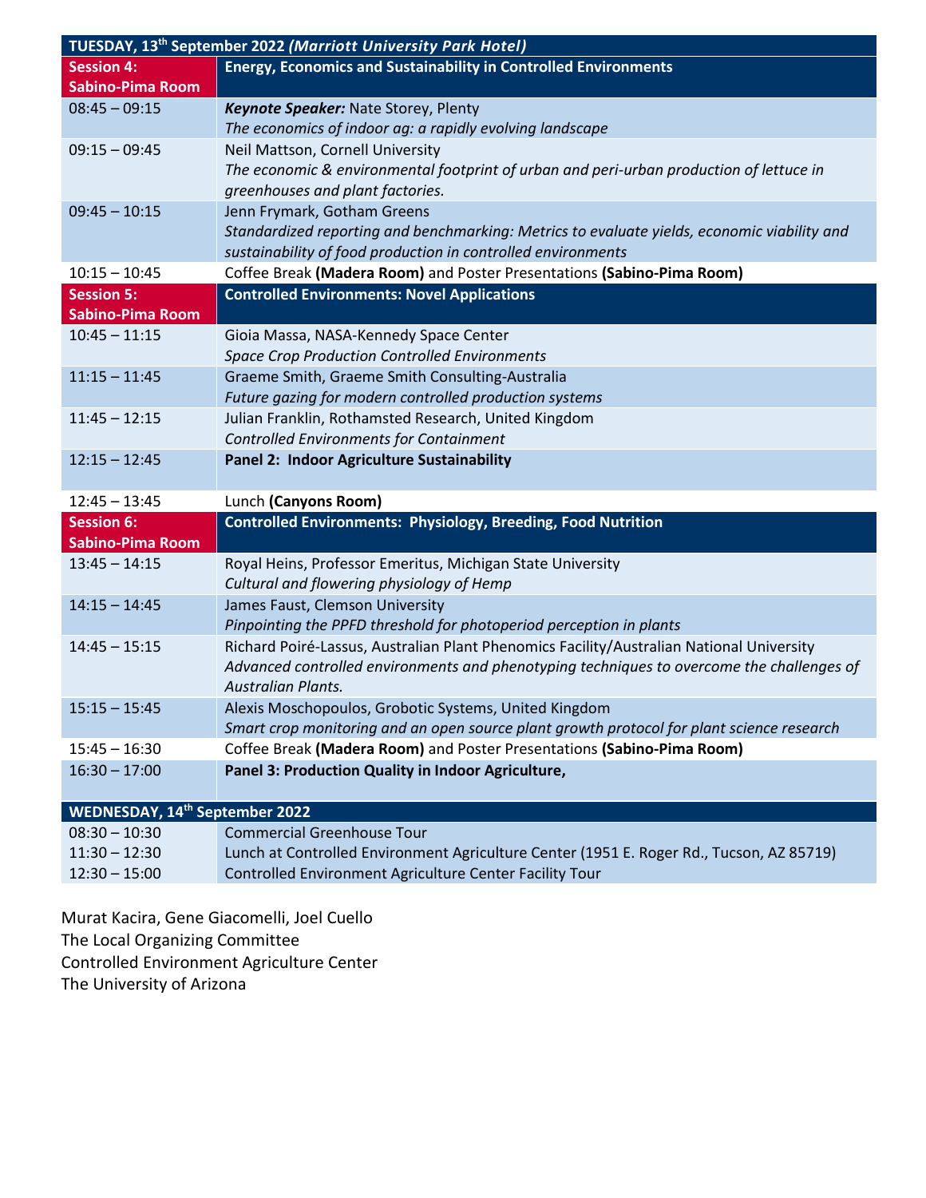| TUESDAY, 13th September 2022 *(Marriott University Park Hotel)* | |
|---|---|
| **Session 4: Sabino-Pima Room** | **Energy, Economics and Sustainability in Controlled Environments** |
| 08:45 – 09:15 | ***Keynote Speaker:*** Nate Storey, Plenty<br>*The economics of indoor ag: a rapidly evolving landscape* |
| 09:15 – 09:45 | Neil Mattson, Cornell University<br>*The economic & environmental footprint of urban and peri-urban production of lettuce in greenhouses and plant factories.* |
| 09:45 – 10:15 | Jenn Frymark, Gotham Greens<br>*Standardized reporting and benchmarking: Metrics to evaluate yields, economic viability and sustainability of food production in controlled environments* |
| 10:15 – 10:45 | Coffee Break **(Madera Room)** and Poster Presentations **(Sabino-Pima Room)** |
| **Session 5: Sabino-Pima Room** | **Controlled Environments: Novel Applications** |
| 10:45 – 11:15 | Gioia Massa, NASA-Kennedy Space Center<br>*Space Crop Production Controlled Environments* |
| 11:15 – 11:45 | Graeme Smith, Graeme Smith Consulting-Australia<br>*Future gazing for modern controlled production systems* |
| 11:45 – 12:15 | Julian Franklin, Rothamsted Research, United Kingdom<br>*Controlled Environments for Containment* |
| 12:15 – 12:45 | **Panel 2: Indoor Agriculture Sustainability** |
| 12:45 – 13:45 | Lunch **(Canyons Room)** |
| **Session 6: Sabino-Pima Room** | **Controlled Environments: Physiology, Breeding, Food Nutrition** |
| 13:45 – 14:15 | Royal Heins, Professor Emeritus, Michigan State University<br>*Cultural and flowering physiology of Hemp* |
| 14:15 – 14:45 | James Faust, Clemson University<br>*Pinpointing the PPFD threshold for photoperiod perception in plants* |
| 14:45 – 15:15 | Richard Poiré-Lassus, Australian Plant Phenomics Facility/Australian National University<br>*Advanced controlled environments and phenotyping techniques to overcome the challenges of Australian Plants.* |
| 15:15 – 15:45 | Alexis Moschopoulos, Grobotic Systems, United Kingdom<br>*Smart crop monitoring and an open source plant growth protocol for plant science research* |
| 15:45 – 16:30 | Coffee Break **(Madera Room)** and Poster Presentations **(Sabino-Pima Room)** |
| 16:30 – 17:00 | **Panel 3: Production Quality in Indoor Agriculture,** |
| **WEDNESDAY, 14th September 2022** | |
| 08:30 – 10:30 | Commercial Greenhouse Tour |
| 11:30 – 12:30 | Lunch at Controlled Environment Agriculture Center (1951 E. Roger Rd., Tucson, AZ 85719) |
| 12:30 – 15:00 | Controlled Environment Agriculture Center Facility Tour |

Murat Kacira, Gene Giacomelli, Joel Cuello
The Local Organizing Committee
Controlled Environment Agriculture Center
The University of Arizona